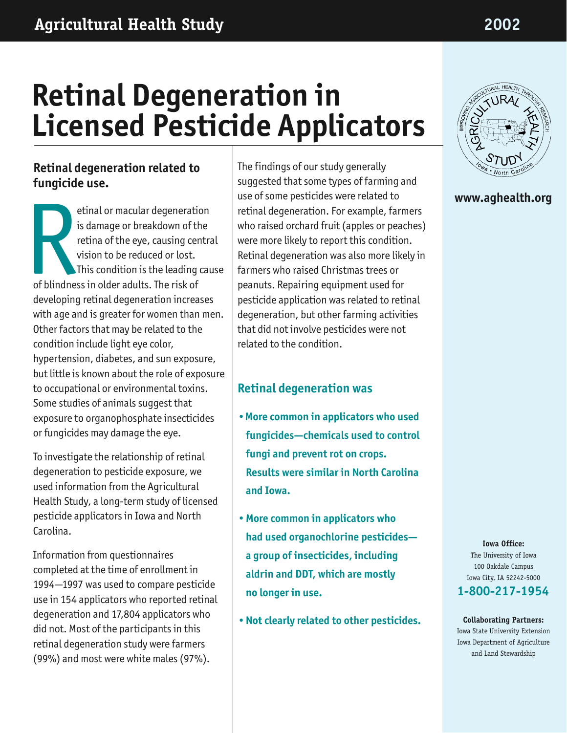# Retinal Degeneration in Licensed Pesticide Applicators

## Retinal degeneration related to fungicide use.

Retinal or macular degeneration is damage or breakdown of the retina of the eye, causing central vision to be reduced or lost. This condition is the leading cause of blindness in older adults. The risk of developing retinal degeneration increases with age and is greater for women than men. Other factors that may be related to the condition include light eye color, hypertension, diabetes, and sun exposure, but little is known about the role of exposure to occupational or environmental toxins. Some studies of animals suggest that exposure to organophosphate insecticides or fungicides may damage the eye.

To investigate the relationship of retinal degeneration to pesticide exposure, we used information from the Agricultural Health Study, a long-term study of licensed pesticide applicators in Iowa and North Carolina.

Information from questionnaires completed at the time of enrollment in 1994—1997 was used to compare pesticide use in 154 applicators who reported retinal degeneration and 17,804 applicators who did not. Most of the participants in this retinal degeneration study were farmers (99%) and most were white males (97%).

The findings of our study generally suggested that some types of farming and use of some pesticides were related to retinal degeneration. For example, farmers who raised orchard fruit (apples or peaches) were more likely to report this condition. Retinal degeneration was also more likely in farmers who raised Christmas trees or peanuts. Repairing equipment used for pesticide application was related to retinal degeneration, but other farming activities that did not involve pesticides were not related to the condition.

## Retinal degeneration was

- **More common in applicators who used fungicides—chemicals used to control fungi and prevent rot on crops. Results were similar in North Carolina and Iowa.**
- **More common in applicators who had used organochlorine pesticides—a group of insecticides, including aldrin and DDT, which are mostly no longer in use.**
- **Not clearly related to other pesticides.**

**www.aghealth.org**

**Iowa Office:**
The University of Iowa
100 Oakdale Campus
Iowa City, IA 52242-5000
**1-800-217-1954**

**Collaborating Partners:**
Iowa State University Extension
Iowa Department of Agriculture and Land Stewardship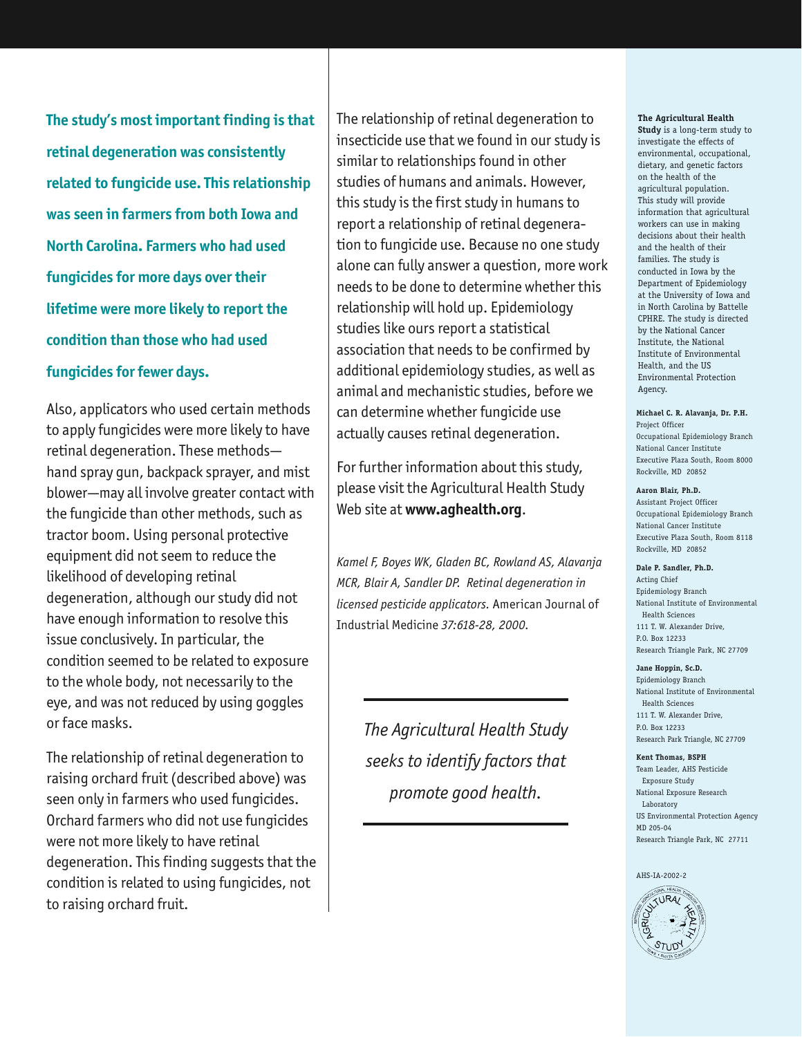**The study's most important finding is that retinal degeneration was consistently related to fungicide use. This relationship was seen in farmers from both Iowa and North Carolina. Farmers who had used fungicides for more days over their lifetime were more likely to report the condition than those who had used fungicides for fewer days.**

Also, applicators who used certain methods to apply fungicides were more likely to have retinal degeneration. These methods—hand spray gun, backpack sprayer, and mist blower—may all involve greater contact with the fungicide than other methods, such as tractor boom. Using personal protective equipment did not seem to reduce the likelihood of developing retinal degeneration, although our study did not have enough information to resolve this issue conclusively. In particular, the condition seemed to be related to exposure to the whole body, not necessarily to the eye, and was not reduced by using goggles or face masks.

The relationship of retinal degeneration to raising orchard fruit (described above) was seen only in farmers who used fungicides. Orchard farmers who did not use fungicides were not more likely to have retinal degeneration. This finding suggests that the condition is related to using fungicides, not to raising orchard fruit.

The relationship of retinal degeneration to insecticide use that we found in our study is similar to relationships found in other studies of humans and animals. However, this study is the first study in humans to report a relationship of retinal degeneration to fungicide use. Because no one study alone can fully answer a question, more work needs to be done to determine whether this relationship will hold up. Epidemiology studies like ours report a statistical association that needs to be confirmed by additional epidemiology studies, as well as animal and mechanistic studies, before we can determine whether fungicide use actually causes retinal degeneration.

For further information about this study, please visit the Agricultural Health Study Web site at **www.aghealth.org**.

*Kamel F, Boyes WK, Gladen BC, Rowland AS, Alavanja MCR, Blair A, Sandler DP. Retinal degeneration in licensed pesticide applicators.* American Journal of Industrial Medicine *37:618-28, 2000.*

*The Agricultural Health Study seeks to identify factors that promote good health.*

**The Agricultural Health Study** is a long-term study to investigate the effects of environmental, occupational, dietary, and genetic factors on the health of the agricultural population. This study will provide information that agricultural workers can use in making decisions about their health and the health of their families. The study is conducted in Iowa by the Department of Epidemiology at the University of Iowa and in North Carolina by Battelle CPHRE. The study is directed by the National Cancer Institute, the National Institute of Environmental Health, and the US Environmental Protection Agency.

**Michael C. R. Alavanja, Dr. P.H.**
Project Officer
Occupational Epidemiology Branch
National Cancer Institute
Executive Plaza South, Room 8000
Rockville, MD 20852

**Aaron Blair, Ph.D.**
Assistant Project Officer
Occupational Epidemiology Branch
National Cancer Institute
Executive Plaza South, Room 8118
Rockville, MD 20852

**Dale P. Sandler, Ph.D.**
Acting Chief
Epidemiology Branch
National Institute of Environmental Health Sciences
111 T. W. Alexander Drive,
P.O. Box 12233
Research Triangle Park, NC 27709

**Jane Hoppin, Sc.D.**
Epidemiology Branch
National Institute of Environmental Health Sciences
111 T. W. Alexander Drive,
P.O. Box 12233
Research Park Triangle, NC 27709

**Kent Thomas, BSPH**
Team Leader, AHS Pesticide Exposure Study
National Exposure Research Laboratory
US Environmental Protection Agency
MD 205-04
Research Triangle Park, NC 27711

AHS-IA-2002-2